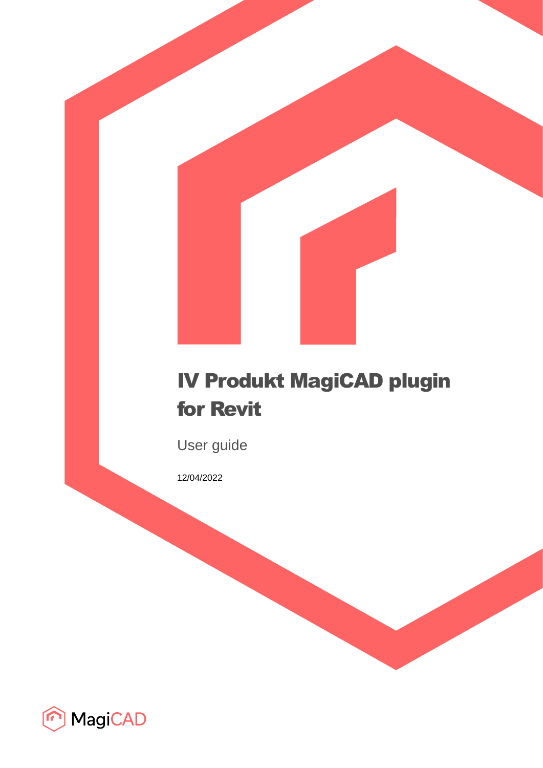# IV Produkt MagiCAD plugin for Revit

User guide

12/04/2022

MagiCAD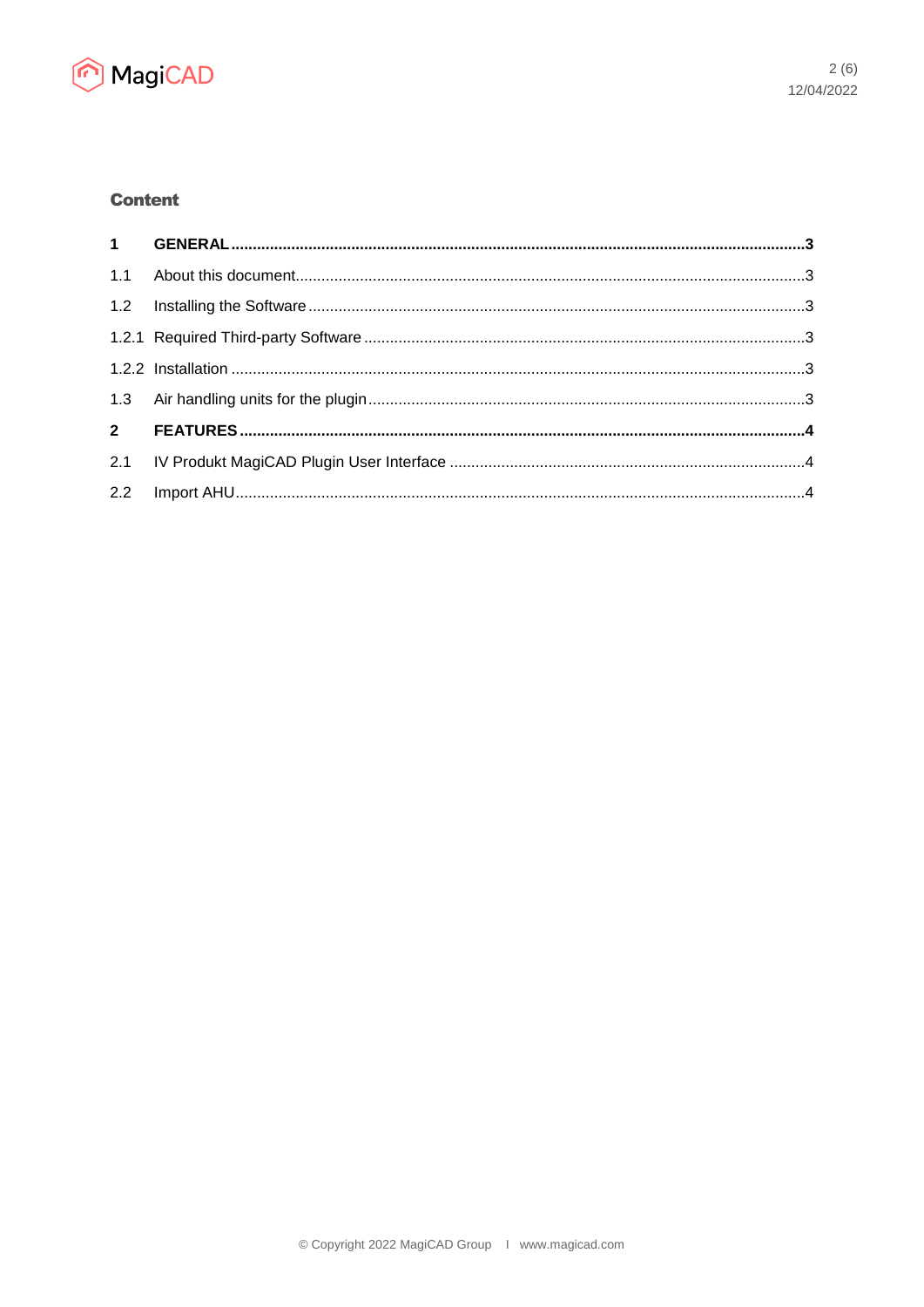## Content

| | | |
|---|---|---|
| **1** | **GENERAL** | **3** |
| 1.1 | About this document | 3 |
| 1.2 | Installing the Software | 3 |
| 1.2.1 | Required Third-party Software | 3 |
| 1.2.2 | Installation | 3 |
| 1.3 | Air handling units for the plugin | 3 |
| **2** | **FEATURES** | **4** |
| 2.1 | IV Produkt MagiCAD Plugin User Interface | 4 |
| 2.2 | Import AHU | 4 |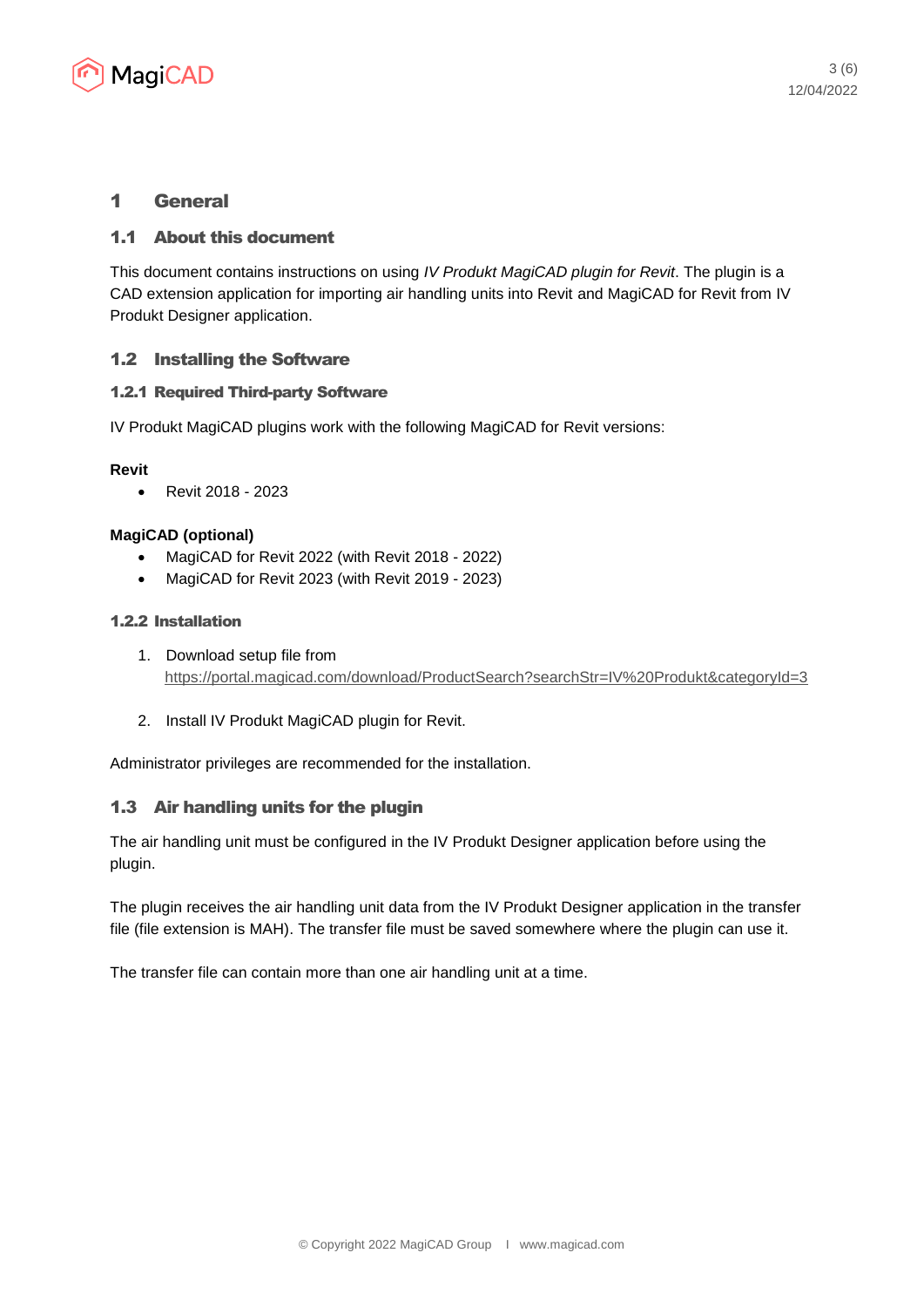# 1 General

## 1.1 About this document

This document contains instructions on using *IV Produkt MagiCAD plugin for Revit*. The plugin is a CAD extension application for importing air handling units into Revit and MagiCAD for Revit from IV Produkt Designer application.

## 1.2 Installing the Software

### 1.2.1 Required Third-party Software

IV Produkt MagiCAD plugins work with the following MagiCAD for Revit versions:

**Revit**

- Revit 2018 - 2023

**MagiCAD (optional)**

- MagiCAD for Revit 2022 (with Revit 2018 - 2022)
- MagiCAD for Revit 2023 (with Revit 2019 - 2023)

### 1.2.2 Installation

1. Download setup file from https://portal.magicad.com/download/ProductSearch?searchStr=IV%20Produkt&categoryId=3
2. Install IV Produkt MagiCAD plugin for Revit.

Administrator privileges are recommended for the installation.

## 1.3 Air handling units for the plugin

The air handling unit must be configured in the IV Produkt Designer application before using the plugin.

The plugin receives the air handling unit data from the IV Produkt Designer application in the transfer file (file extension is MAH). The transfer file must be saved somewhere where the plugin can use it.

The transfer file can contain more than one air handling unit at a time.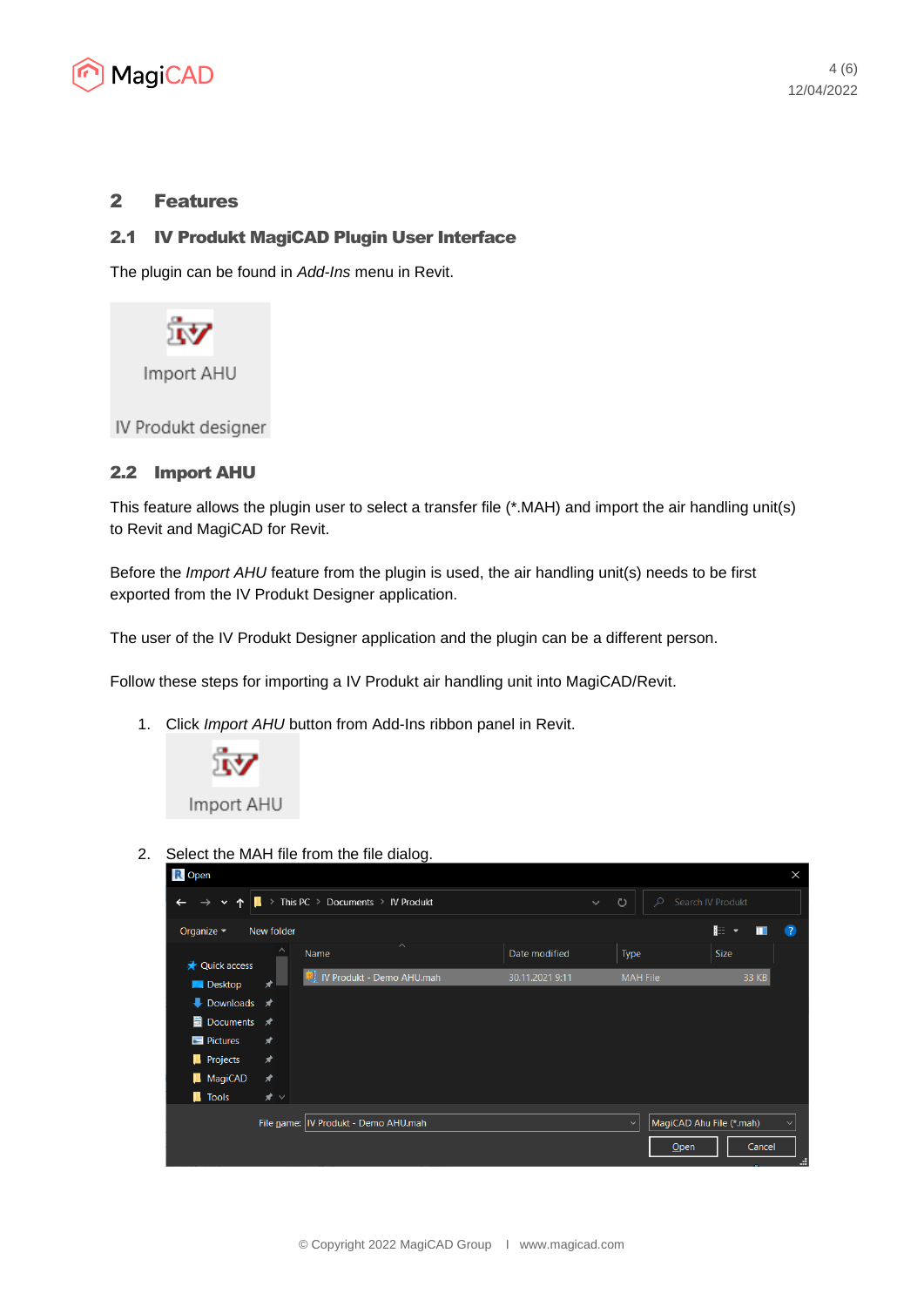## 2 Features

### 2.1 IV Produkt MagiCAD Plugin User Interface

The plugin can be found in *Add-Ins* menu in Revit.

### 2.2 Import AHU

This feature allows the plugin user to select a transfer file (*.MAH) and import the air handling unit(s) to Revit and MagiCAD for Revit.

Before the *Import AHU* feature from the plugin is used, the air handling unit(s) needs to be first exported from the IV Produkt Designer application.

The user of the IV Produkt Designer application and the plugin can be a different person.

Follow these steps for importing a IV Produkt air handling unit into MagiCAD/Revit.

1. Click *Import AHU* button from Add-Ins ribbon panel in Revit.
2. Select the MAH file from the file dialog.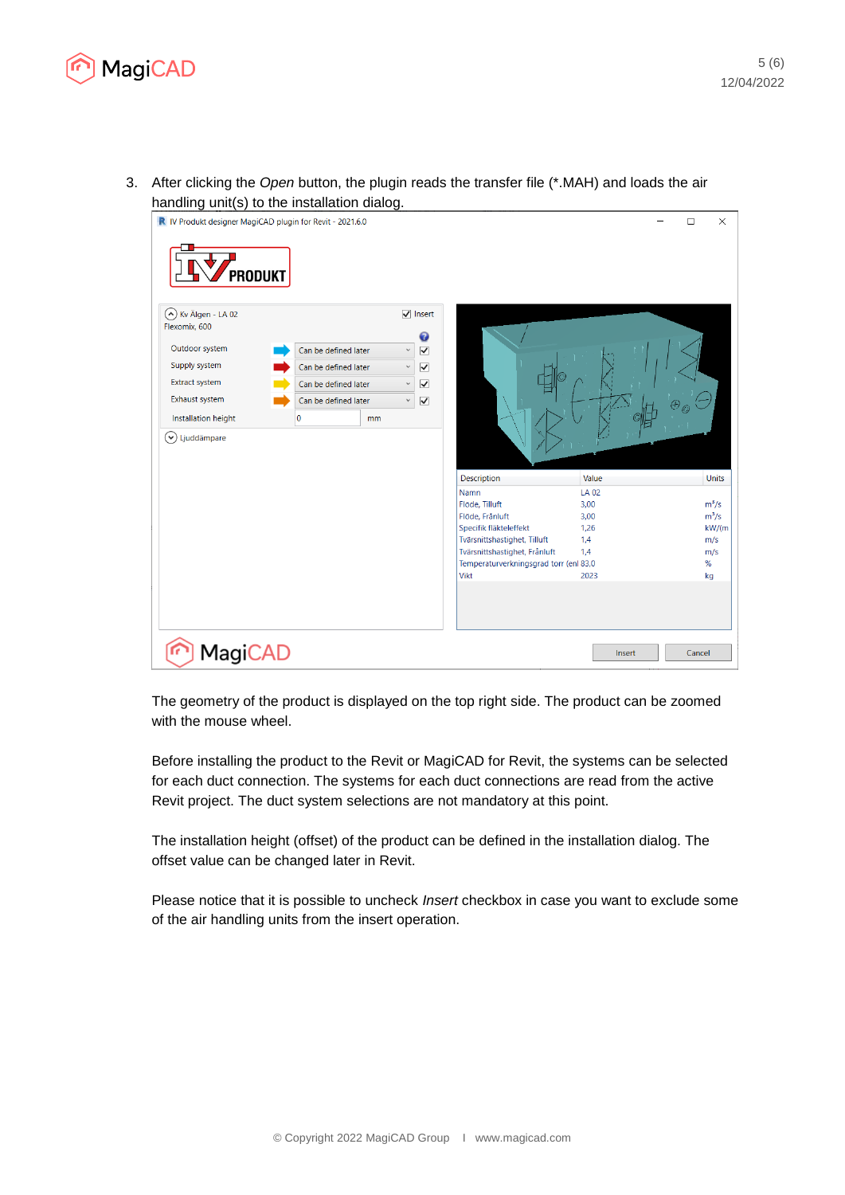3. After clicking the *Open* button, the plugin reads the transfer file (*.MAH) and loads the air handling unit(s) to the installation dialog.

The geometry of the product is displayed on the top right side. The product can be zoomed with the mouse wheel.

Before installing the product to the Revit or MagiCAD for Revit, the systems can be selected for each duct connection. The systems for each duct connections are read from the active Revit project. The duct system selections are not mandatory at this point.

The installation height (offset) of the product can be defined in the installation dialog. The offset value can be changed later in Revit.

Please notice that it is possible to uncheck *Insert* checkbox in case you want to exclude some of the air handling units from the insert operation.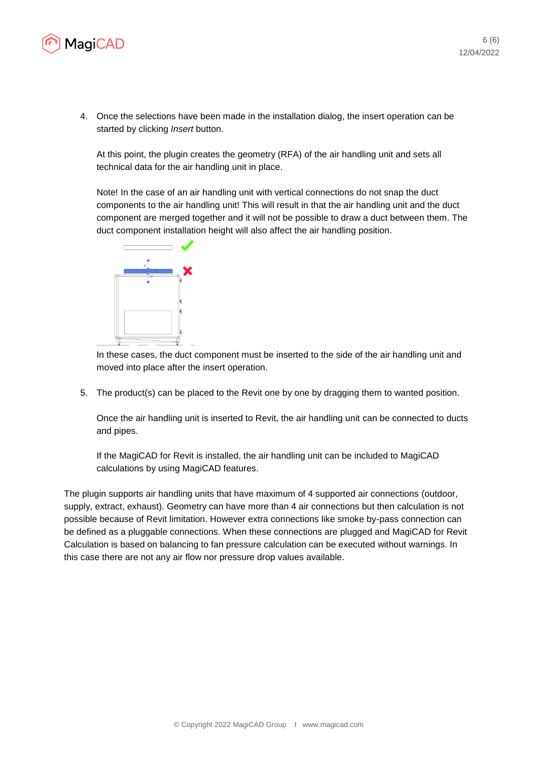4. Once the selections have been made in the installation dialog, the insert operation can be started by clicking *Insert* button.

   At this point, the plugin creates the geometry (RFA) of the air handling unit and sets all technical data for the air handling unit in place.

   Note! In the case of an air handling unit with vertical connections do not snap the duct components to the air handling unit! This will result in that the air handling unit and the duct component are merged together and it will not be possible to draw a duct between them. The duct component installation height will also affect the air handling position.

   In these cases, the duct component must be inserted to the side of the air handling unit and moved into place after the insert operation.

5. The product(s) can be placed to the Revit one by one by dragging them to wanted position.

   Once the air handling unit is inserted to Revit, the air handling unit can be connected to ducts and pipes.

   If the MagiCAD for Revit is installed, the air handling unit can be included to MagiCAD calculations by using MagiCAD features.

The plugin supports air handling units that have maximum of 4 supported air connections (outdoor, supply, extract, exhaust). Geometry can have more than 4 air connections but then calculation is not possible because of Revit limitation. However extra connections like smoke by-pass connection can be defined as a pluggable connections. When these connections are plugged and MagiCAD for Revit Calculation is based on balancing to fan pressure calculation can be executed without warnings. In this case there are not any air flow nor pressure drop values available.